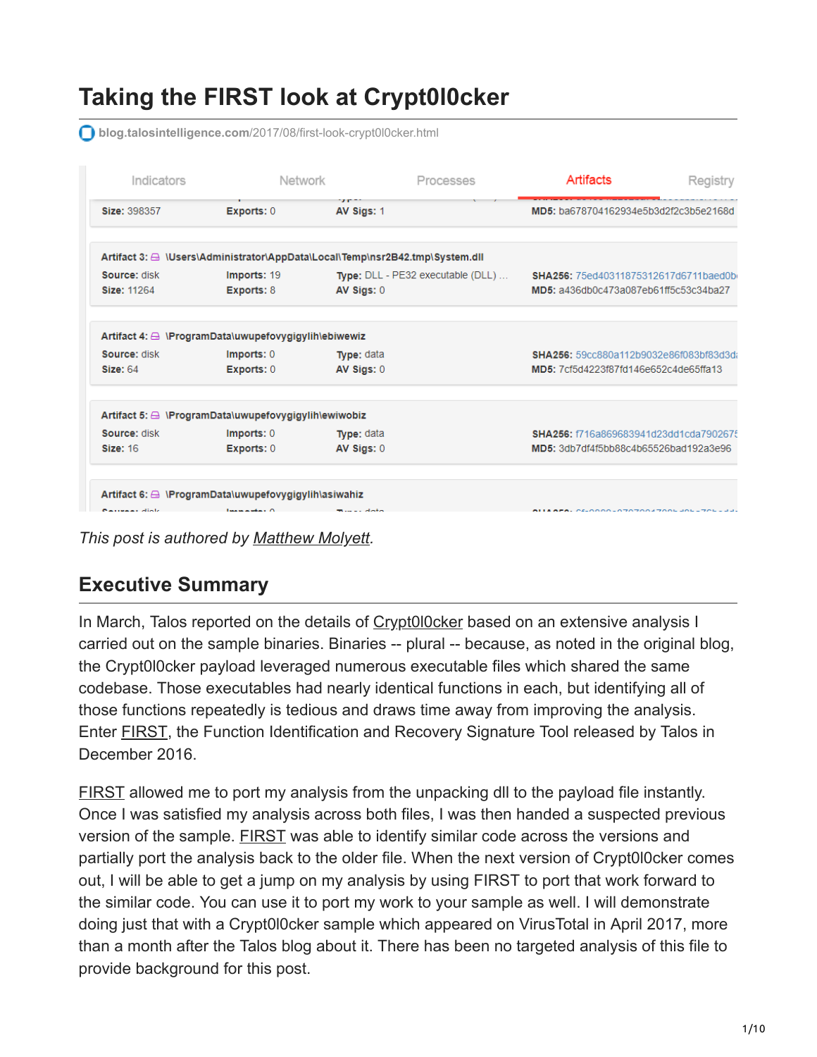# Taking the FIRST look at Crypt0l0cker

blog.talosintelligence.com/2017/08/first-look-crypt0l0cker.html

*This post is authored by Matthew Molyett.*

## Executive Summary

In March, Talos reported on the details of Crypt0l0cker based on an extensive analysis I carried out on the sample binaries. Binaries -- plural -- because, as noted in the original blog, the Crypt0l0cker payload leveraged numerous executable files which shared the same codebase. Those executables had nearly identical functions in each, but identifying all of those functions repeatedly is tedious and draws time away from improving the analysis. Enter FIRST, the Function Identification and Recovery Signature Tool released by Talos in December 2016.

FIRST allowed me to port my analysis from the unpacking dll to the payload file instantly. Once I was satisfied my analysis across both files, I was then handed a suspected previous version of the sample. FIRST was able to identify similar code across the versions and partially port the analysis back to the older file. When the next version of Crypt0l0cker comes out, I will be able to get a jump on my analysis by using FIRST to port that work forward to the similar code. You can use it to port my work to your sample as well. I will demonstrate doing just that with a Crypt0l0cker sample which appeared on VirusTotal in April 2017, more than a month after the Talos blog about it. There has been no targeted analysis of this file to provide background for this post.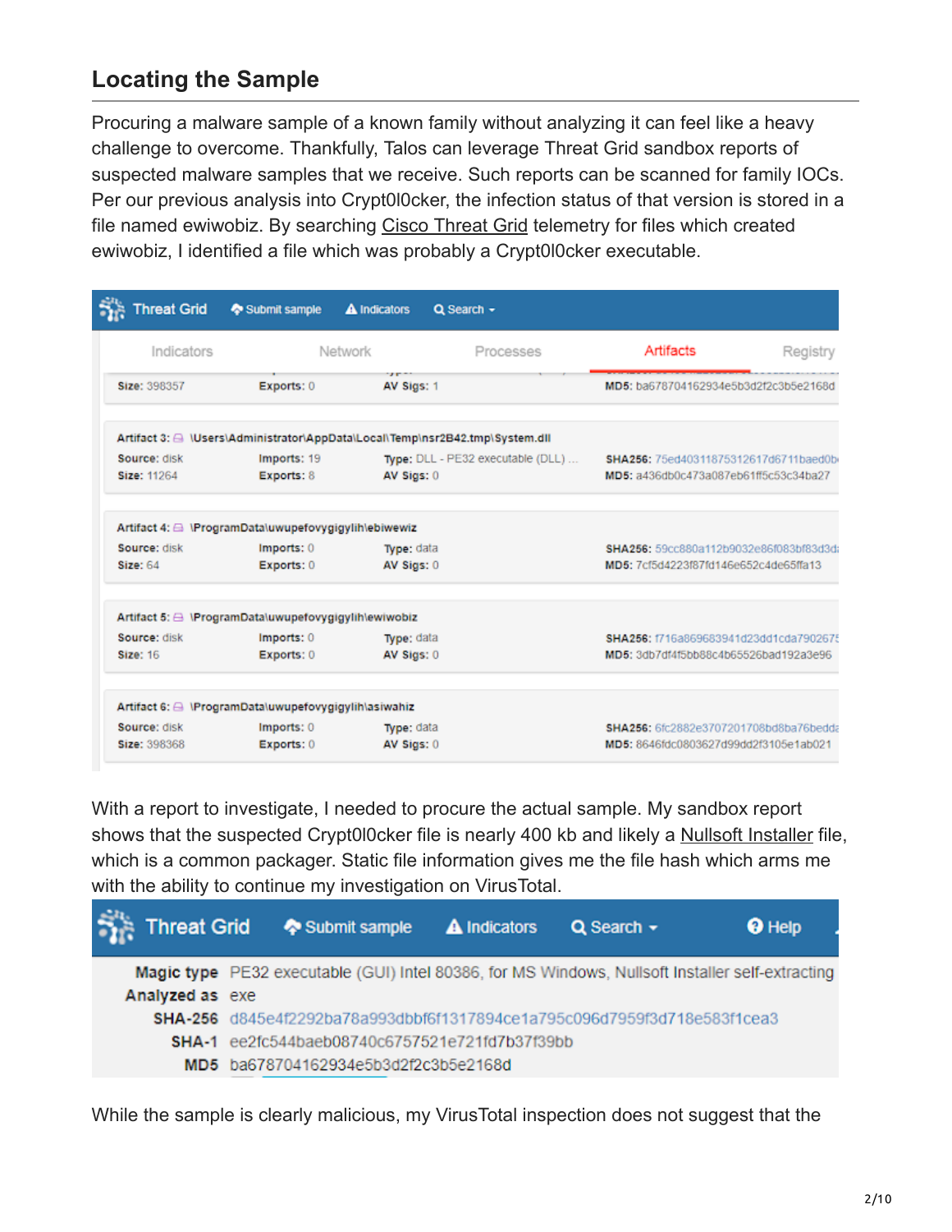## Locating the Sample

Procuring a malware sample of a known family without analyzing it can feel like a heavy challenge to overcome. Thankfully, Talos can leverage Threat Grid sandbox reports of suspected malware samples that we receive. Such reports can be scanned for family IOCs. Per our previous analysis into Crypt0l0cker, the infection status of that version is stored in a file named ewiwobiz. By searching Cisco Threat Grid telemetry for files which created ewiwobiz, I identified a file which was probably a Crypt0l0cker executable.

| Artifact | Source | Size | Imports | Exports | Type | AV Sigs | SHA256 | MD5 |
|---|---|---|---|---|---|---|---|---|
| | | 398357 | | 0 | | 1 | | ba678704162934e5b3d2f2c3b5e2168d |
| Artifact 3: \Users\Administrator\AppData\Local\Temp\nsr2B42.tmp\System.dll | disk | 11264 | 19 | 8 | DLL - PE32 executable (DLL) ... | 0 | 75ed40311875312617d6711baed0b | a436db0c473a087eb61ff5c53c34ba27 |
| Artifact 4: \ProgramData\uwupefovygigylih\ebiwewiz | disk | 64 | 0 | 0 | data | 0 | 59cc880a112b9032e86f083bf83d3d | 7cf5d4223f87fd146e652c4de65ffa13 |
| Artifact 5: \ProgramData\uwupefovygigylih\ewiwobiz | disk | 16 | 0 | 0 | data | 0 | f716a869683941d23dd1cda790267 | 3db7df4f5bb88c4b65526bad192a3e96 |
| Artifact 6: \ProgramData\uwupefovygigylih\asiwahiz | disk | 398368 | 0 | 0 | data | 0 | 6fc2882e3707201708bd8ba76bedd | 8646fdc0803627d99dd2f3105e1ab021 |

With a report to investigate, I needed to procure the actual sample. My sandbox report shows that the suspected Crypt0l0cker file is nearly 400 kb and likely a Nullsoft Installer file, which is a common packager. Static file information gives me the file hash which arms me with the ability to continue my investigation on VirusTotal.

| | |
|---|---|
| Magic type | PE32 executable (GUI) Intel 80386, for MS Windows, Nullsoft Installer self-extracting |
| Analyzed as | exe |
| SHA-256 | d845e4f2292ba78a993dbbf6f1317894ce1a795c096d7959f3d718e583f1cea3 |
| SHA-1 | ee2fc544baeb08740c6757521e721fd7b37f39bb |
| MD5 | ba678704162934e5b3d2f2c3b5e2168d |

While the sample is clearly malicious, my VirusTotal inspection does not suggest that the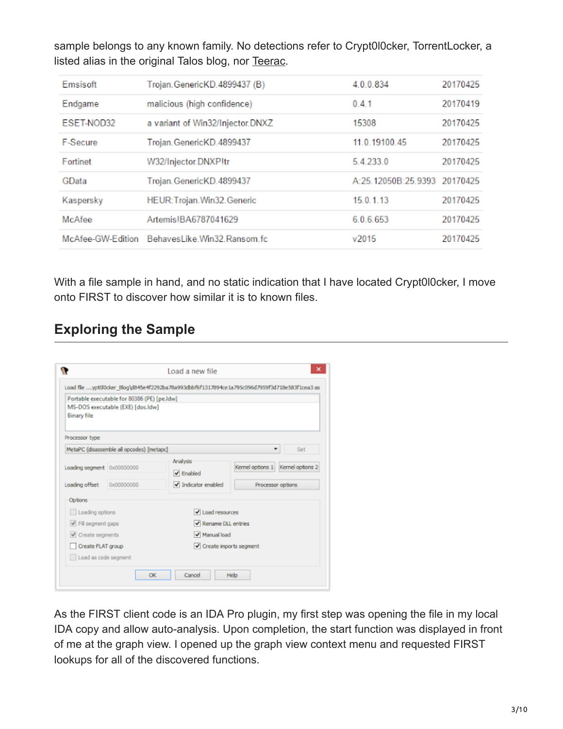sample belongs to any known family. No detections refer to Crypt0l0cker, TorrentLocker, a listed alias in the original Talos blog, nor Teerac.

| | | | |
|---|---|---|---|
| Emsisoft | Trojan.GenericKD.4899437 (B) | 4.0.0.834 | 20170425 |
| Endgame | malicious (high confidence) | 0.4.1 | 20170419 |
| ESET-NOD32 | a variant of Win32/Injector.DNXZ | 15308 | 20170425 |
| F-Secure | Trojan.GenericKD.4899437 | 11.0.19100.45 | 20170425 |
| Fortinet | W32/Injector.DNXP!tr | 5.4.233.0 | 20170425 |
| GData | Trojan.GenericKD.4899437 | A:25.12050B:25.9393 | 20170425 |
| Kaspersky | HEUR:Trojan.Win32.Generic | 15.0.1.13 | 20170425 |
| McAfee | Artemis!BA6787041629 | 6.0.6.653 | 20170425 |
| McAfee-GW-Edition | BehavesLike.Win32.Ransom.fc | v2015 | 20170425 |

With a file sample in hand, and no static indication that I have located Crypt0l0cker, I move onto FIRST to discover how similar it is to known files.

## Exploring the Sample

As the FIRST client code is an IDA Pro plugin, my first step was opening the file in my local IDA copy and allow auto-analysis. Upon completion, the start function was displayed in front of me at the graph view. I opened up the graph view context menu and requested FIRST lookups for all of the discovered functions.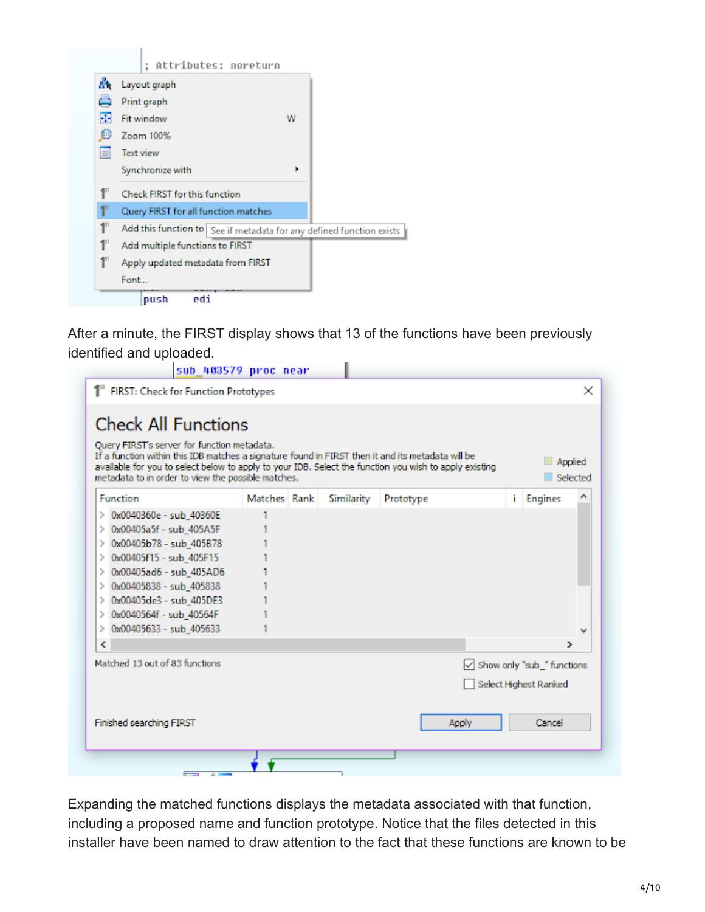After a minute, the FIRST display shows that 13 of the functions have been previously identified and uploaded.

Expanding the matched functions displays the metadata associated with that function, including a proposed name and function prototype. Notice that the files detected in this installer have been named to draw attention to the fact that these functions are known to be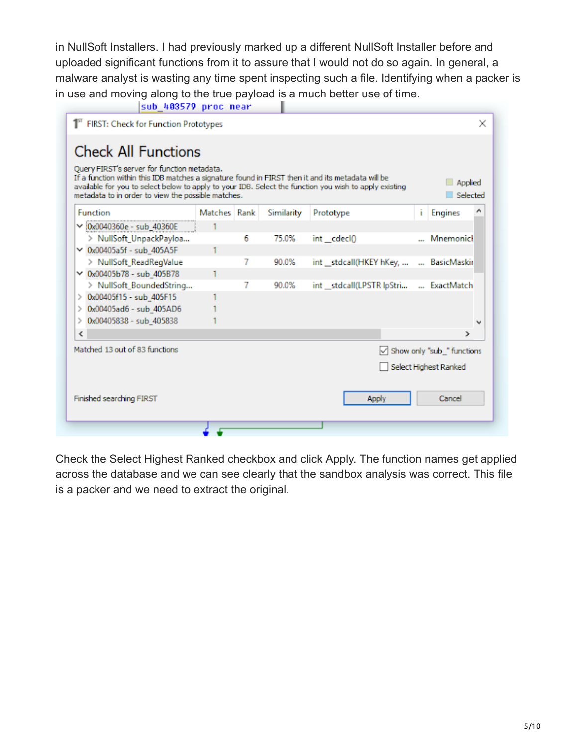in NullSoft Installers. I had previously marked up a different NullSoft Installer before and uploaded significant functions from it to assure that I would not do so again. In general, a malware analyst is wasting any time spent inspecting such a file. Identifying when a packer is in use and moving along to the true payload is a much better use of time.

Check the Select Highest Ranked checkbox and click Apply. The function names get applied across the database and we can see clearly that the sandbox analysis was correct. This file is a packer and we need to extract the original.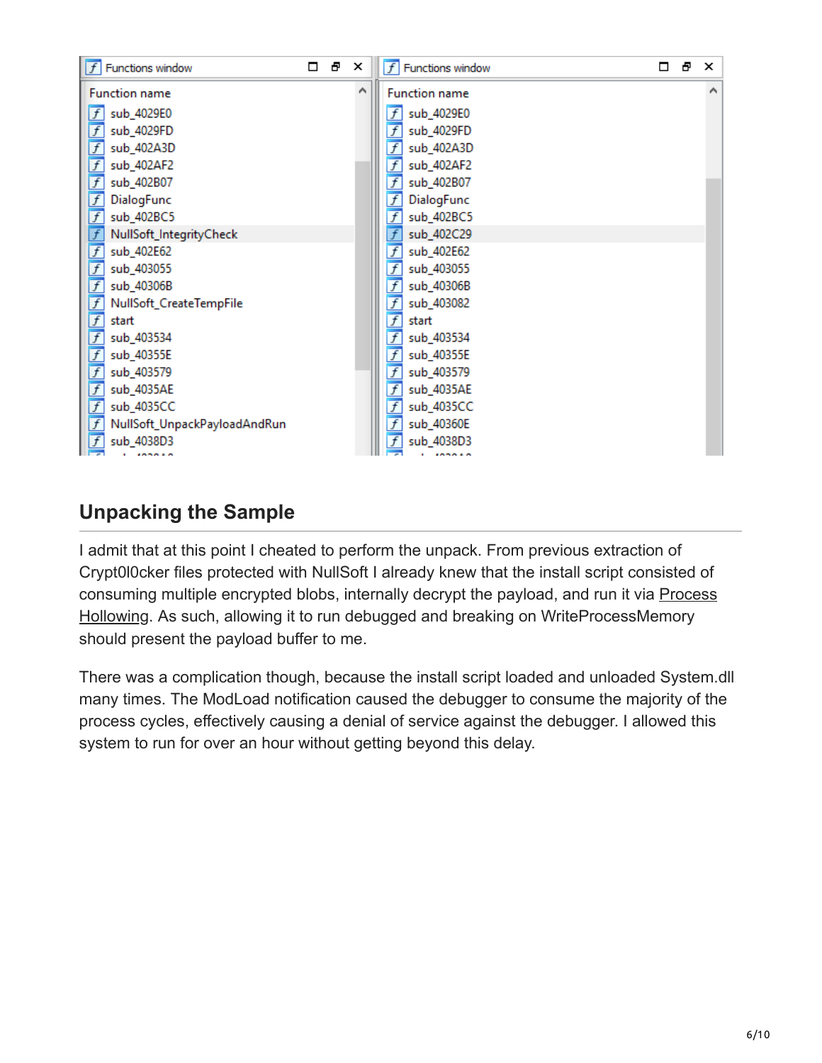## Unpacking the Sample

I admit that at this point I cheated to perform the unpack. From previous extraction of Crypt0l0cker files protected with NullSoft I already knew that the install script consisted of consuming multiple encrypted blobs, internally decrypt the payload, and run it via Process Hollowing. As such, allowing it to run debugged and breaking on WriteProcessMemory should present the payload buffer to me.

There was a complication though, because the install script loaded and unloaded System.dll many times. The ModLoad notification caused the debugger to consume the majority of the process cycles, effectively causing a denial of service against the debugger. I allowed this system to run for over an hour without getting beyond this delay.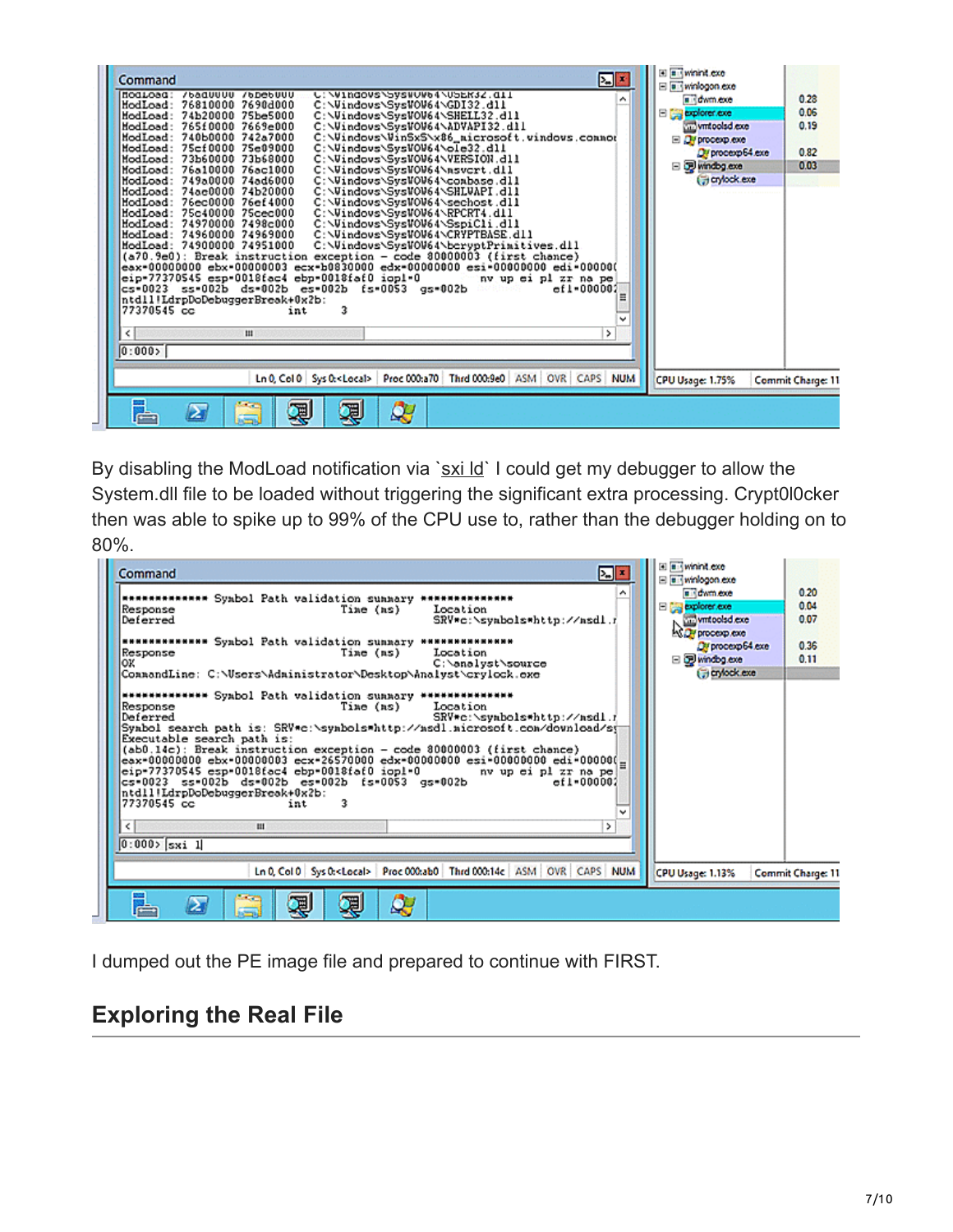By disabling the ModLoad notification via `sxi ld` I could get my debugger to allow the System.dll file to be loaded without triggering the significant extra processing. Crypt0l0cker then was able to spike up to 99% of the CPU use to, rather than the debugger holding on to 80%.

I dumped out the PE image file and prepared to continue with FIRST.

## Exploring the Real File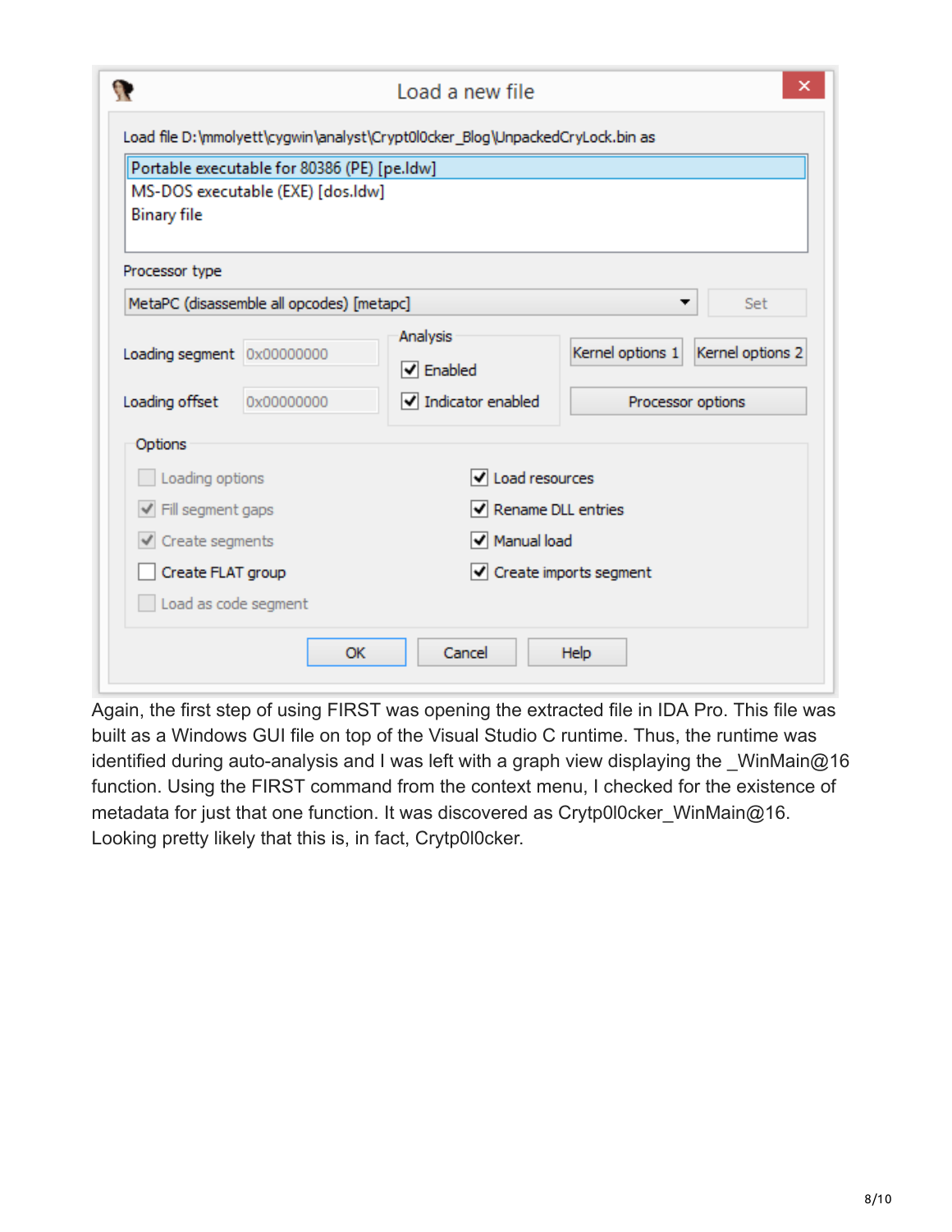Again, the first step of using FIRST was opening the extracted file in IDA Pro. This file was built as a Windows GUI file on top of the Visual Studio C runtime. Thus, the runtime was identified during auto-analysis and I was left with a graph view displaying the _WinMain@16 function. Using the FIRST command from the context menu, I checked for the existence of metadata for just that one function. It was discovered as Crytp0l0cker_WinMain@16. Looking pretty likely that this is, in fact, Crytp0l0cker.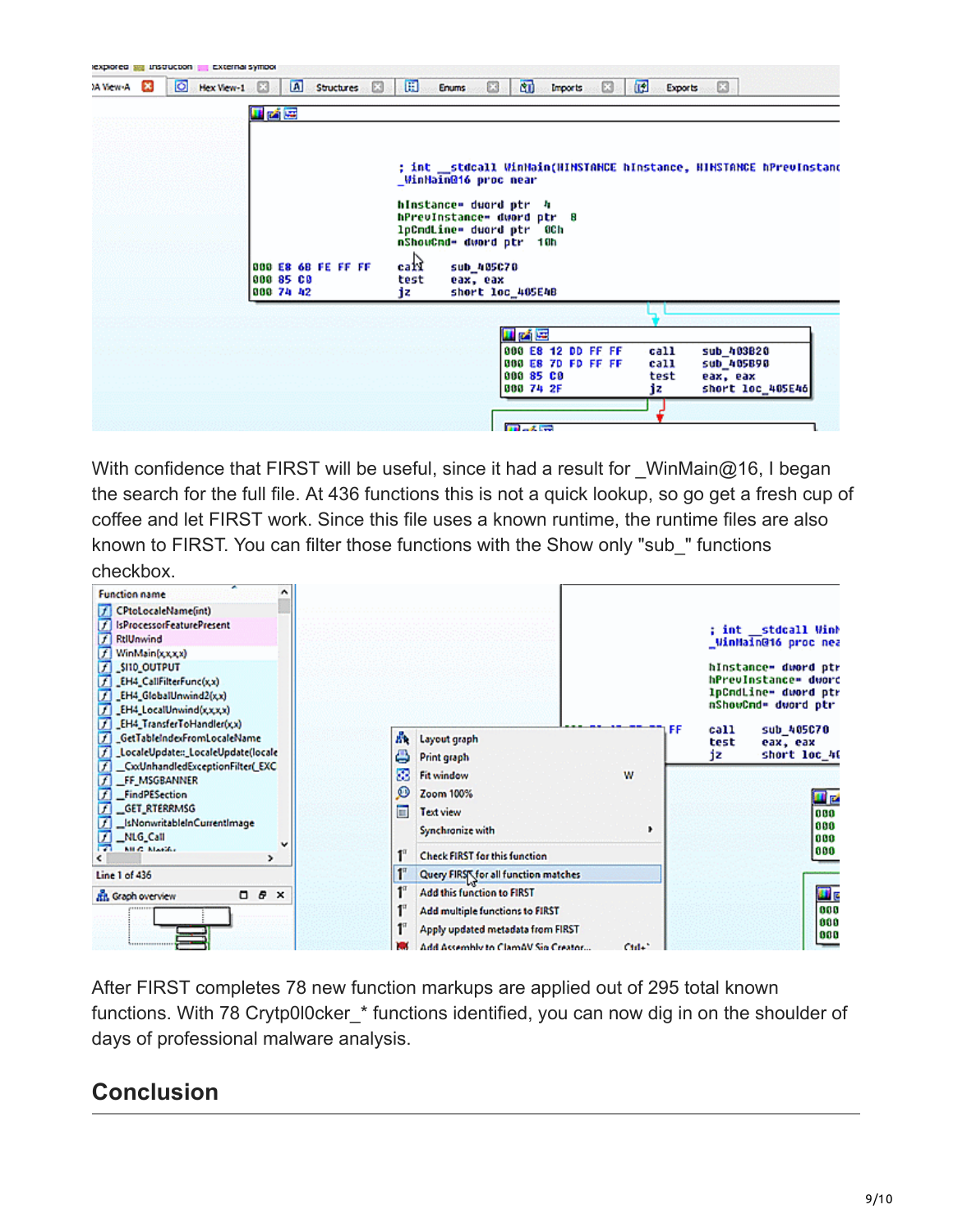With confidence that FIRST will be useful, since it had a result for _WinMain@16, I began the search for the full file. At 436 functions this is not a quick lookup, so go get a fresh cup of coffee and let FIRST work. Since this file uses a known runtime, the runtime files are also known to FIRST. You can filter those functions with the Show only "sub_" functions checkbox.

After FIRST completes 78 new function markups are applied out of 295 total known functions. With 78 Crytp0l0cker_* functions identified, you can now dig in on the shoulder of days of professional malware analysis.

## Conclusion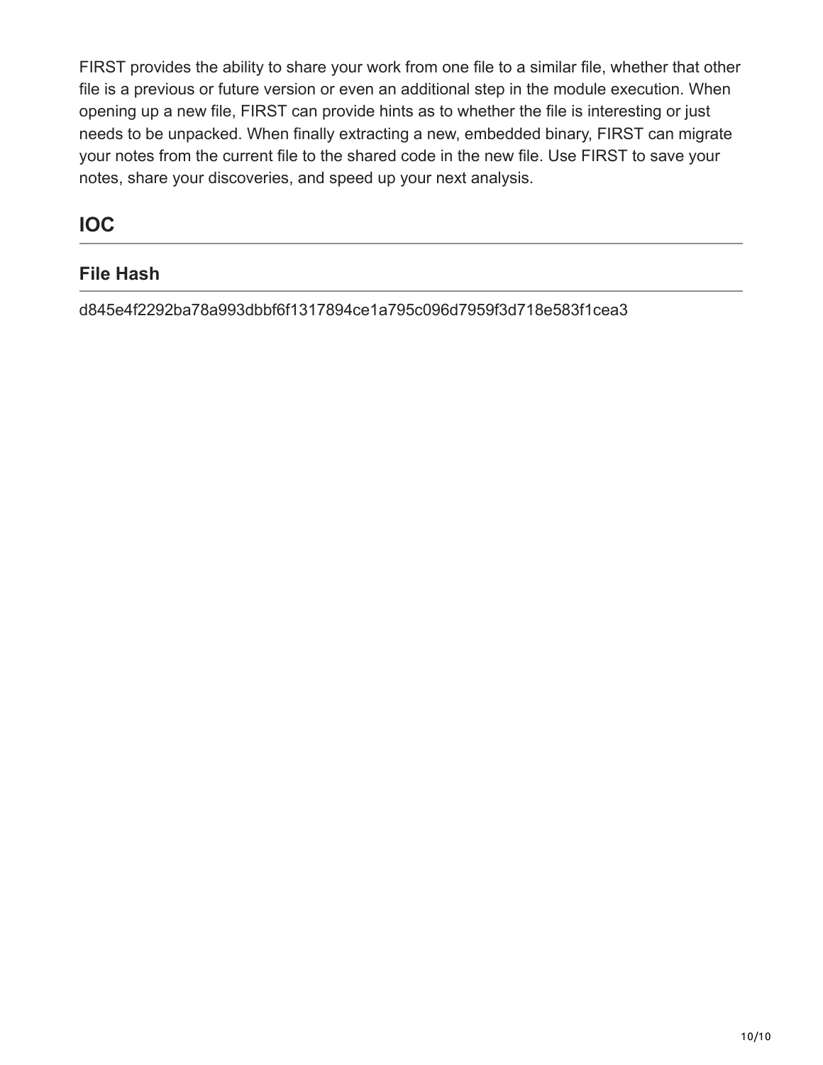FIRST provides the ability to share your work from one file to a similar file, whether that other file is a previous or future version or even an additional step in the module execution. When opening up a new file, FIRST can provide hints as to whether the file is interesting or just needs to be unpacked. When finally extracting a new, embedded binary, FIRST can migrate your notes from the current file to the shared code in the new file. Use FIRST to save your notes, share your discoveries, and speed up your next analysis.

## IOC

### File Hash

d845e4f2292ba78a993dbbf6f1317894ce1a795c096d7959f3d718e583f1cea3